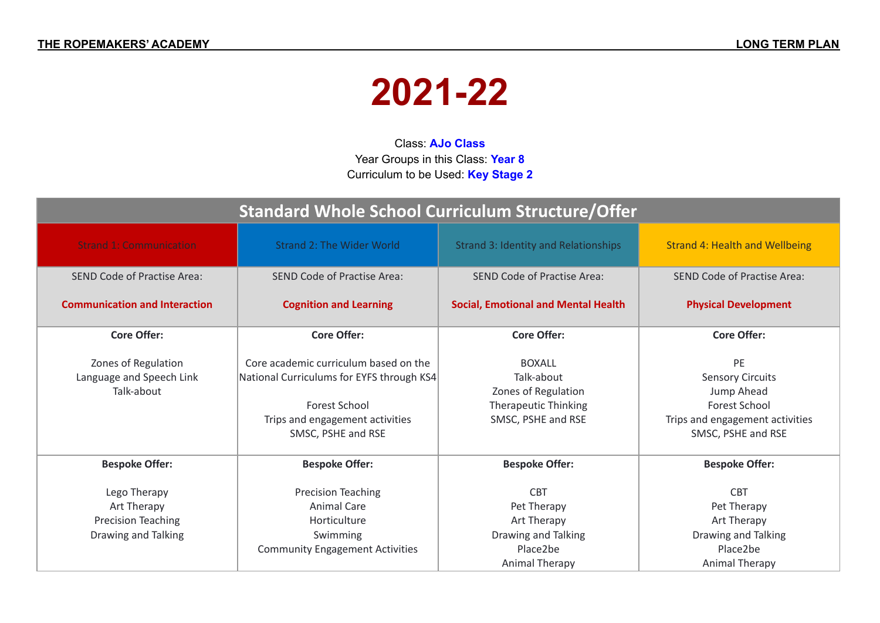# 2021-22

Class: **AJo Class**
Year Groups in this Class: **Year 8**
Curriculum to be Used: **Key Stage 2**

| Standard Whole School Curriculum Structure/Offer | | | |
|---|---|---|---|
| Strand 1: Communication | Strand 2: The Wider World | Strand 3: Identity and Relationships | Strand 4: Health and Wellbeing |
| SEND Code of Practise Area:<br><br>**Communication and Interaction** | SEND Code of Practise Area:<br><br>**Cognition and Learning** | SEND Code of Practise Area:<br><br>**Social, Emotional and Mental Health** | SEND Code of Practise Area:<br><br>**Physical Development** |
| **Core Offer:**<br><br>Zones of Regulation<br>Language and Speech Link<br>Talk-about | **Core Offer:**<br><br>Core academic curriculum based on the National Curriculums for EYFS through KS4<br><br>Forest School<br>Trips and engagement activities<br>SMSC, PSHE and RSE | **Core Offer:**<br><br>BOXALL<br>Talk-about<br>Zones of Regulation<br>Therapeutic Thinking<br>SMSC, PSHE and RSE | **Core Offer:**<br><br>PE<br>Sensory Circuits<br>Jump Ahead<br>Forest School<br>Trips and engagement activities<br>SMSC, PSHE and RSE |
| **Bespoke Offer:**<br><br>Lego Therapy<br>Art Therapy<br>Precision Teaching<br>Drawing and Talking | **Bespoke Offer:**<br><br>Precision Teaching<br>Animal Care<br>Horticulture<br>Swimming<br>Community Engagement Activities | **Bespoke Offer:**<br><br>CBT<br>Pet Therapy<br>Art Therapy<br>Drawing and Talking<br>Place2be<br>Animal Therapy | **Bespoke Offer:**<br><br>CBT<br>Pet Therapy<br>Art Therapy<br>Drawing and Talking<br>Place2be<br>Animal Therapy |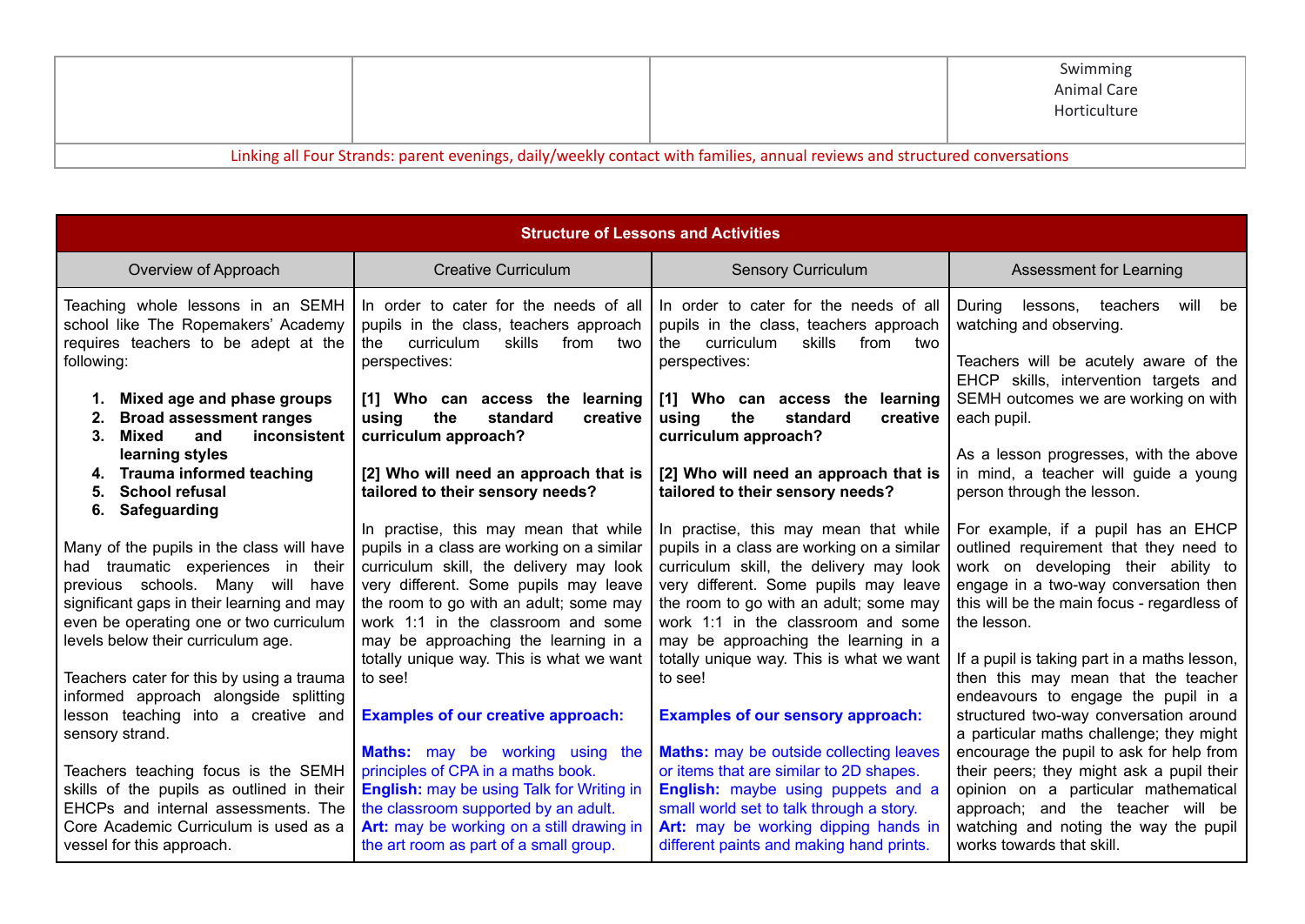| | | | Swimming<br>Animal Care<br>Horticulture |
|---|---|---|---|
| Linking all Four Strands: parent evenings, daily/weekly contact with families, annual reviews and structured conversations | | | |

| Structure of Lessons and Activities | | | |
|---|---|---|---|
| Overview of Approach | Creative Curriculum | Sensory Curriculum | Assessment for Learning |
| Teaching whole lessons in an SEMH school like The Ropemakers' Academy requires teachers to be adept at the following:<br><br>1. **Mixed age and phase groups**<br>2. **Broad assessment ranges**<br>3. **Mixed and inconsistent learning styles**<br>4. **Trauma informed teaching**<br>5. **School refusal**<br>6. **Safeguarding**<br><br>Many of the pupils in the class will have had traumatic experiences in their previous schools. Many will have significant gaps in their learning and may even be operating one or two curriculum levels below their curriculum age.<br><br>Teachers cater for this by using a trauma informed approach alongside splitting lesson teaching into a creative and sensory strand.<br><br>Teachers teaching focus is the SEMH skills of the pupils as outlined in their EHCPs and internal assessments. The Core Academic Curriculum is used as a vessel for this approach. | In order to cater for the needs of all pupils in the class, teachers approach the curriculum skills from two perspectives:<br><br>**[1] Who can access the learning using the standard creative curriculum approach?**<br><br>**[2] Who will need an approach that is tailored to their sensory needs?**<br><br>In practise, this may mean that while pupils in a class are working on a similar curriculum skill, the delivery may look very different. Some pupils may leave the room to go with an adult; some may work 1:1 in the classroom and some may be approaching the learning in a totally unique way. This is what we want to see!<br><br>**Examples of our creative approach:**<br><br>**Maths:** may be working using the principles of CPA in a maths book.<br>**English:** may be using Talk for Writing in the classroom supported by an adult.<br>**Art:** may be working on a still drawing in the art room as part of a small group. | In order to cater for the needs of all pupils in the class, teachers approach the curriculum skills from two perspectives:<br><br>**[1] Who can access the learning using the standard creative curriculum approach?**<br><br>**[2] Who will need an approach that is tailored to their sensory needs?**<br><br>In practise, this may mean that while pupils in a class are working on a similar curriculum skill, the delivery may look very different. Some pupils may leave the room to go with an adult; some may work 1:1 in the classroom and some may be approaching the learning in a totally unique way. This is what we want to see!<br><br>**Examples of our sensory approach:**<br><br>**Maths:** may be outside collecting leaves or items that are similar to 2D shapes.<br>**English:** maybe using puppets and a small world set to talk through a story.<br>**Art:** may be working dipping hands in different paints and making hand prints. | During lessons, teachers will be watching and observing.<br><br>Teachers will be acutely aware of the EHCP skills, intervention targets and SEMH outcomes we are working on with each pupil.<br><br>As a lesson progresses, with the above in mind, a teacher will guide a young person through the lesson.<br><br>For example, if a pupil has an EHCP outlined requirement that they need to work on developing their ability to engage in a two-way conversation then this will be the main focus - regardless of the lesson.<br><br>If a pupil is taking part in a maths lesson, then this may mean that the teacher endeavours to engage the pupil in a structured two-way conversation around a particular maths challenge; they might encourage the pupil to ask for help from their peers; they might ask a pupil their opinion on a particular mathematical approach; and the teacher will be watching and noting the way the pupil works towards that skill. |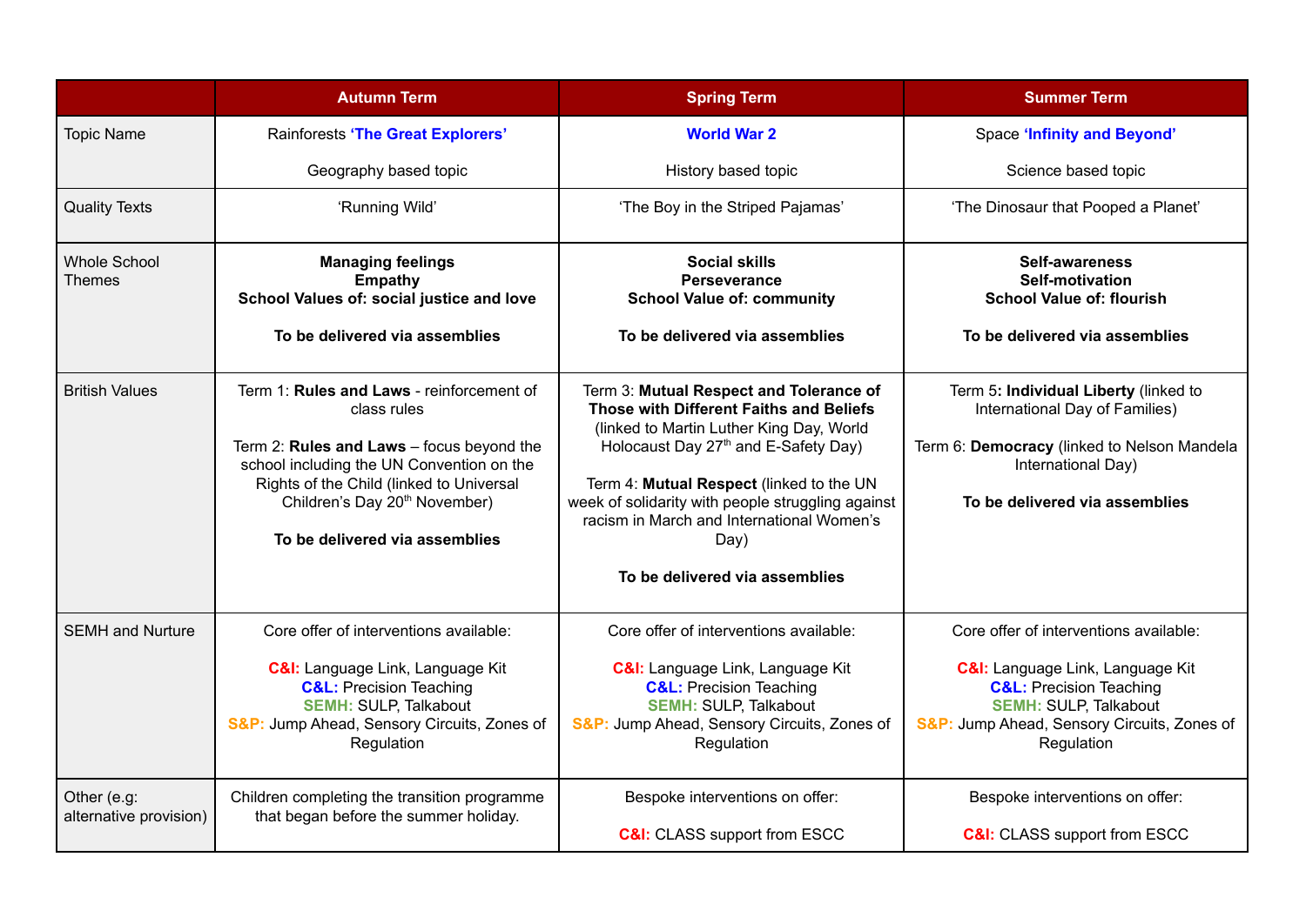| | Autumn Term | Spring Term | Summer Term |
|---|---|---|---|
| Topic Name | Rainforests **'The Great Explorers'**<br><br>Geography based topic | **World War 2**<br><br>History based topic | Space **'Infinity and Beyond'**<br><br>Science based topic |
| Quality Texts | 'Running Wild' | 'The Boy in the Striped Pajamas' | 'The Dinosaur that Pooped a Planet' |
| Whole School Themes | **Managing feelings**<br>**Empathy**<br>**School Values of: social justice and love**<br><br>**To be delivered via assemblies** | **Social skills**<br>**Perseverance**<br>**School Value of: community**<br><br>**To be delivered via assemblies** | **Self-awareness**<br>**Self-motivation**<br>**School Value of: flourish**<br><br>**To be delivered via assemblies** |
| British Values | Term 1: **Rules and Laws** - reinforcement of class rules<br><br>Term 2: **Rules and Laws** – focus beyond the school including the UN Convention on the Rights of the Child (linked to Universal Children's Day 20th November)<br><br>**To be delivered via assemblies** | Term 3: **Mutual Respect and Tolerance of Those with Different Faiths and Beliefs** (linked to Martin Luther King Day, World Holocaust Day 27th and E-Safety Day)<br><br>Term 4: **Mutual Respect** (linked to the UN week of solidarity with people struggling against racism in March and International Women's Day)<br><br>**To be delivered via assemblies** | Term 5**: Individual Liberty** (linked to International Day of Families)<br><br>Term 6: **Democracy** (linked to Nelson Mandela International Day)<br><br>**To be delivered via assemblies** |
| SEMH and Nurture | Core offer of interventions available:<br><br>**C&I:** Language Link, Language Kit<br>**C&L:** Precision Teaching<br>**SEMH:** SULP, Talkabout<br>**S&P:** Jump Ahead, Sensory Circuits, Zones of Regulation | Core offer of interventions available:<br><br>**C&I:** Language Link, Language Kit<br>**C&L:** Precision Teaching<br>**SEMH:** SULP, Talkabout<br>**S&P:** Jump Ahead, Sensory Circuits, Zones of Regulation | Core offer of interventions available:<br><br>**C&I:** Language Link, Language Kit<br>**C&L:** Precision Teaching<br>**SEMH:** SULP, Talkabout<br>**S&P:** Jump Ahead, Sensory Circuits, Zones of Regulation |
| Other (e.g: alternative provision) | Children completing the transition programme that began before the summer holiday. | Bespoke interventions on offer:<br><br>**C&I:** CLASS support from ESCC | Bespoke interventions on offer:<br><br>**C&I:** CLASS support from ESCC |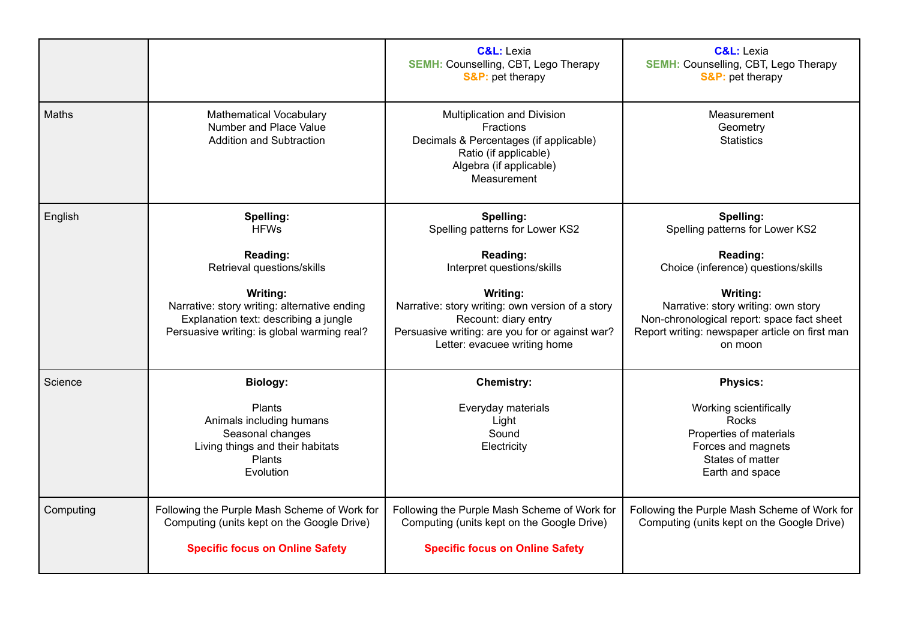| | | | |
|---|---|---|---|
| | | **C&L:** Lexia<br>**SEMH:** Counselling, CBT, Lego Therapy<br>**S&P:** pet therapy | **C&L:** Lexia<br>**SEMH:** Counselling, CBT, Lego Therapy<br>**S&P:** pet therapy |
| Maths | Mathematical Vocabulary<br>Number and Place Value<br>Addition and Subtraction | Multiplication and Division<br>Fractions<br>Decimals & Percentages (if applicable)<br>Ratio (if applicable)<br>Algebra (if applicable)<br>Measurement | Measurement<br>Geometry<br>Statistics |
| English | **Spelling:**<br>HFWs<br><br>**Reading:**<br>Retrieval questions/skills<br><br>**Writing:**<br>Narrative: story writing: alternative ending<br>Explanation text: describing a jungle<br>Persuasive writing: is global warming real? | **Spelling:**<br>Spelling patterns for Lower KS2<br><br>**Reading:**<br>Interpret questions/skills<br><br>**Writing:**<br>Narrative: story writing: own version of a story<br>Recount: diary entry<br>Persuasive writing: are you for or against war?<br>Letter: evacuee writing home | **Spelling:**<br>Spelling patterns for Lower KS2<br><br>**Reading:**<br>Choice (inference) questions/skills<br><br>**Writing:**<br>Narrative: story writing: own story<br>Non-chronological report: space fact sheet<br>Report writing: newspaper article on first man on moon |
| Science | **Biology:**<br><br>Plants<br>Animals including humans<br>Seasonal changes<br>Living things and their habitats<br>Plants<br>Evolution | **Chemistry:**<br><br>Everyday materials<br>Light<br>Sound<br>Electricity | **Physics:**<br><br>Working scientifically<br>Rocks<br>Properties of materials<br>Forces and magnets<br>States of matter<br>Earth and space |
| Computing | Following the Purple Mash Scheme of Work for Computing (units kept on the Google Drive)<br><br>**Specific focus on Online Safety** | Following the Purple Mash Scheme of Work for Computing (units kept on the Google Drive)<br><br>**Specific focus on Online Safety** | Following the Purple Mash Scheme of Work for Computing (units kept on the Google Drive) |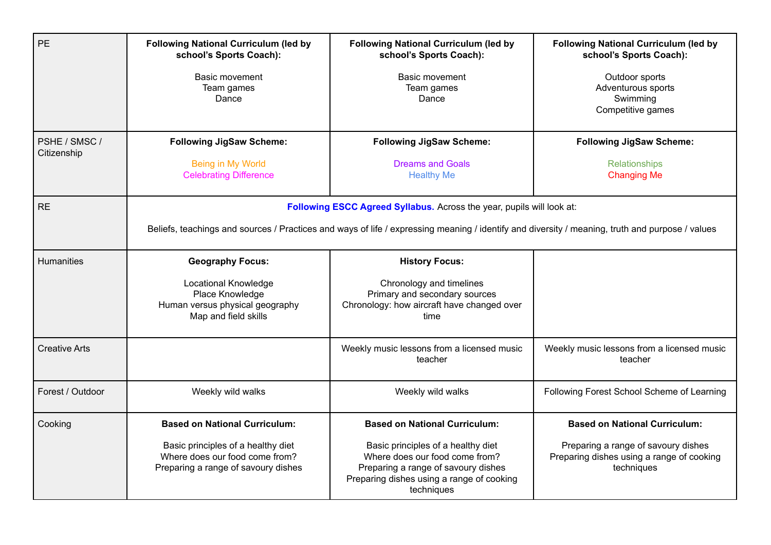| PE | **Following National Curriculum (led by school's Sports Coach):**<br><br>Basic movement<br>Team games<br>Dance | **Following National Curriculum (led by school's Sports Coach):**<br><br>Basic movement<br>Team games<br>Dance | **Following National Curriculum (led by school's Sports Coach):**<br><br>Outdoor sports<br>Adventurous sports<br>Swimming<br>Competitive games |
|---|---|---|---|
| PSHE / SMSC / Citizenship | **Following JigSaw Scheme:**<br><br>Being in My World<br>Celebrating Difference | **Following JigSaw Scheme:**<br><br>Dreams and Goals<br>Healthy Me | **Following JigSaw Scheme:**<br><br>Relationships<br>Changing Me |
| RE | **Following ESCC Agreed Syllabus.** Across the year, pupils will look at:<br><br>Beliefs, teachings and sources / Practices and ways of life / expressing meaning / identify and diversity / meaning, truth and purpose / values | | |
| Humanities | **Geography Focus:**<br><br>Locational Knowledge<br>Place Knowledge<br>Human versus physical geography<br>Map and field skills | **History Focus:**<br><br>Chronology and timelines<br>Primary and secondary sources<br>Chronology: how aircraft have changed over time | |
| Creative Arts | | Weekly music lessons from a licensed music teacher | Weekly music lessons from a licensed music teacher |
| Forest / Outdoor | Weekly wild walks | Weekly wild walks | Following Forest School Scheme of Learning |
| Cooking | **Based on National Curriculum:**<br><br>Basic principles of a healthy diet<br>Where does our food come from?<br>Preparing a range of savoury dishes | **Based on National Curriculum:**<br><br>Basic principles of a healthy diet<br>Where does our food come from?<br>Preparing a range of savoury dishes<br>Preparing dishes using a range of cooking techniques | **Based on National Curriculum:**<br><br>Preparing a range of savoury dishes<br>Preparing dishes using a range of cooking techniques |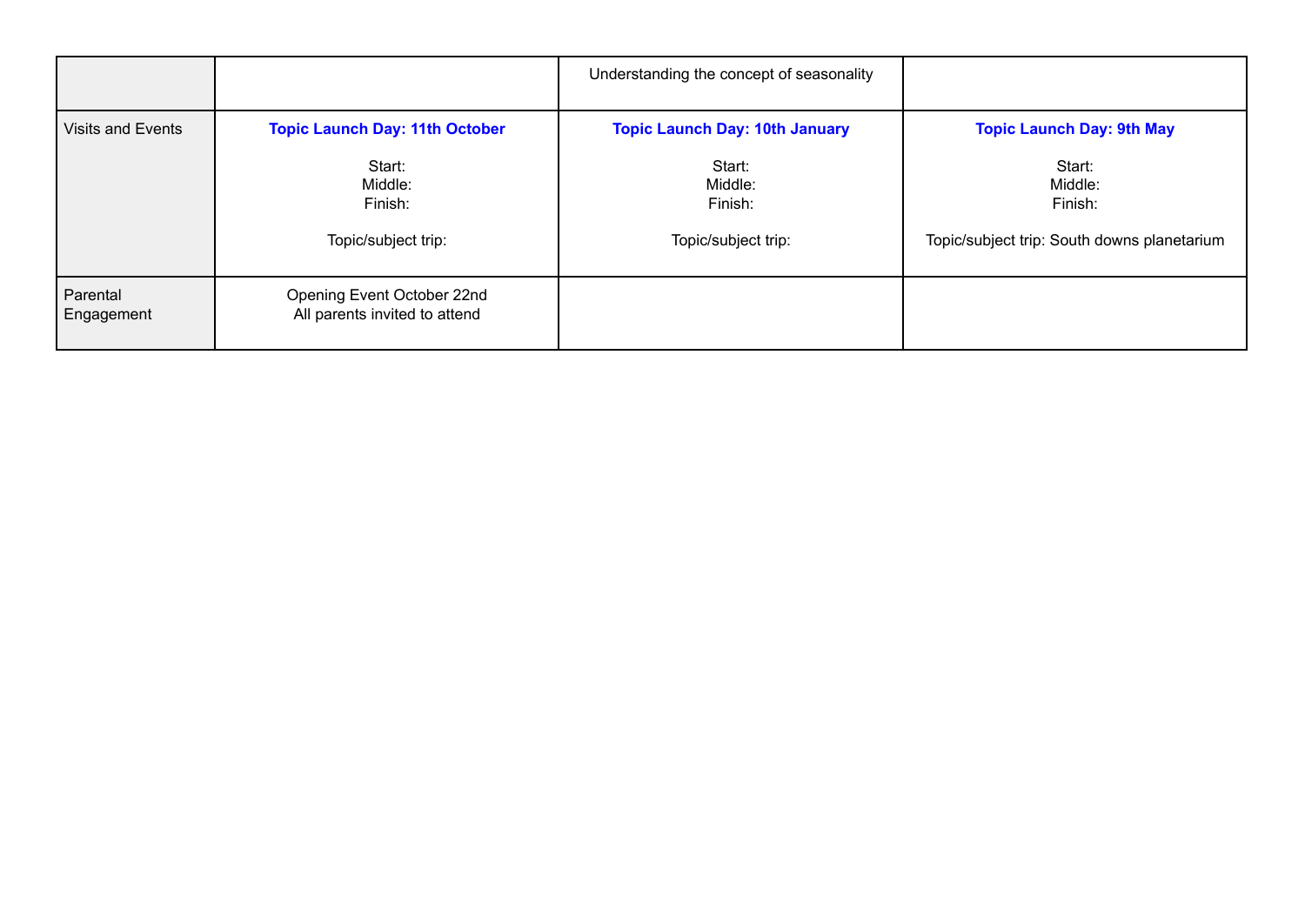| | | | |
|---|---|---|---|
| | | Understanding the concept of seasonality | |
| Visits and Events | **Topic Launch Day: 11th October**<br><br>Start:<br>Middle:<br>Finish:<br><br>Topic/subject trip: | **Topic Launch Day: 10th January**<br><br>Start:<br>Middle:<br>Finish:<br><br>Topic/subject trip: | **Topic Launch Day: 9th May**<br><br>Start:<br>Middle:<br>Finish:<br><br>Topic/subject trip: South downs planetarium |
| Parental Engagement | Opening Event October 22nd<br>All parents invited to attend | | |